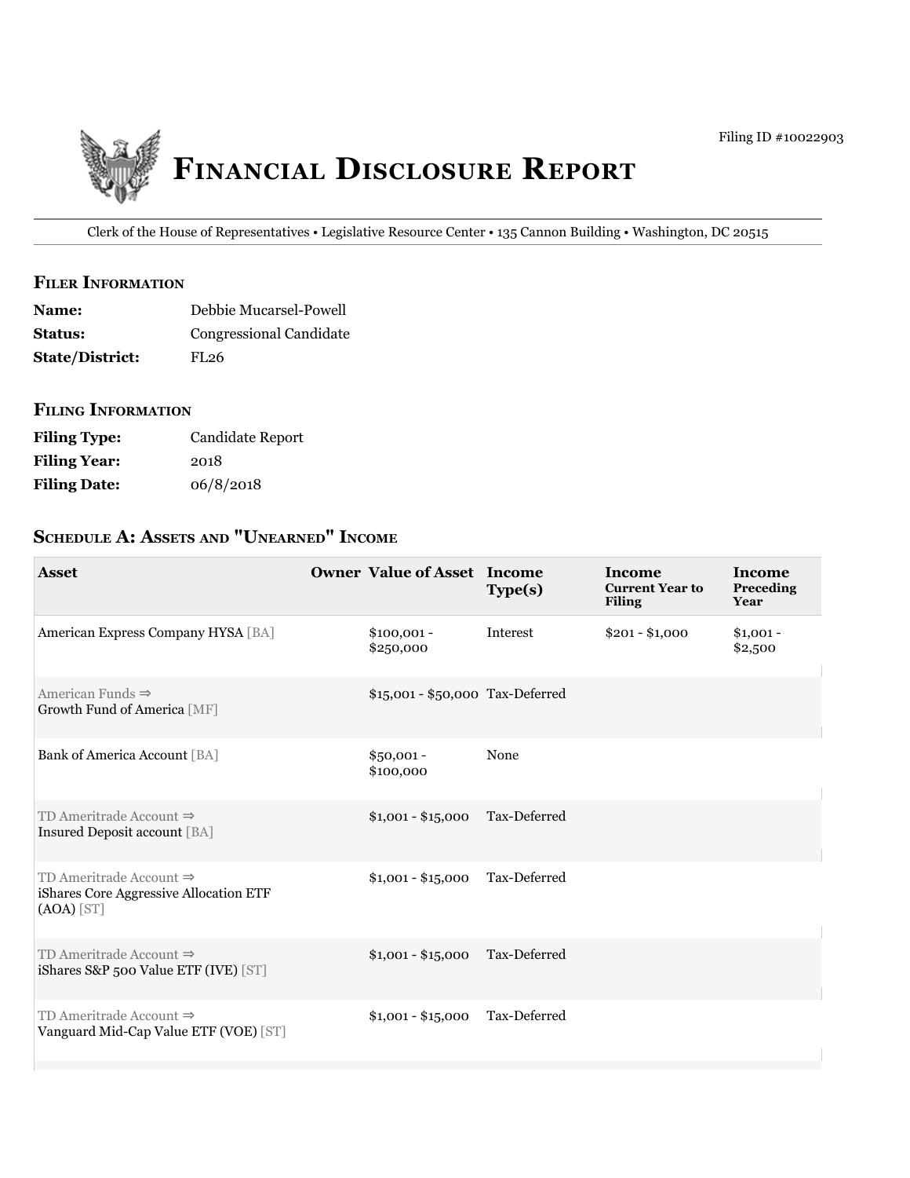Filing ID #10022903

# Financial Disclosure Report

Clerk of the House of Representatives • Legislative Resource Center • 135 Cannon Building • Washington, DC 20515

## Filer Information

| | |
|---|---|
| **Name:** | Debbie Mucarsel-Powell |
| **Status:** | Congressional Candidate |
| **State/District:** | FL26 |

## Filing Information

| | |
|---|---|
| **Filing Type:** | Candidate Report |
| **Filing Year:** | 2018 |
| **Filing Date:** | 06/8/2018 |

## Schedule A: Assets and "Unearned" Income

| Asset | Owner | Value of Asset | Income Type(s) | Income Current Year to Filing | Income Preceding Year |
|---|---|---|---|---|---|
| American Express Company HYSA [BA] | | $100,001 - $250,000 | Interest | $201 - $1,000 | $1,001 - $2,500 |
| American Funds ⇒ Growth Fund of America [MF] | | $15,001 - $50,000 | Tax-Deferred | | |
| Bank of America Account [BA] | | $50,001 - $100,000 | None | | |
| TD Ameritrade Account ⇒ Insured Deposit account [BA] | | $1,001 - $15,000 | Tax-Deferred | | |
| TD Ameritrade Account ⇒ iShares Core Aggressive Allocation ETF (AOA) [ST] | | $1,001 - $15,000 | Tax-Deferred | | |
| TD Ameritrade Account ⇒ iShares S&P 500 Value ETF (IVE) [ST] | | $1,001 - $15,000 | Tax-Deferred | | |
| TD Ameritrade Account ⇒ Vanguard Mid-Cap Value ETF (VOE) [ST] | | $1,001 - $15,000 | Tax-Deferred | | |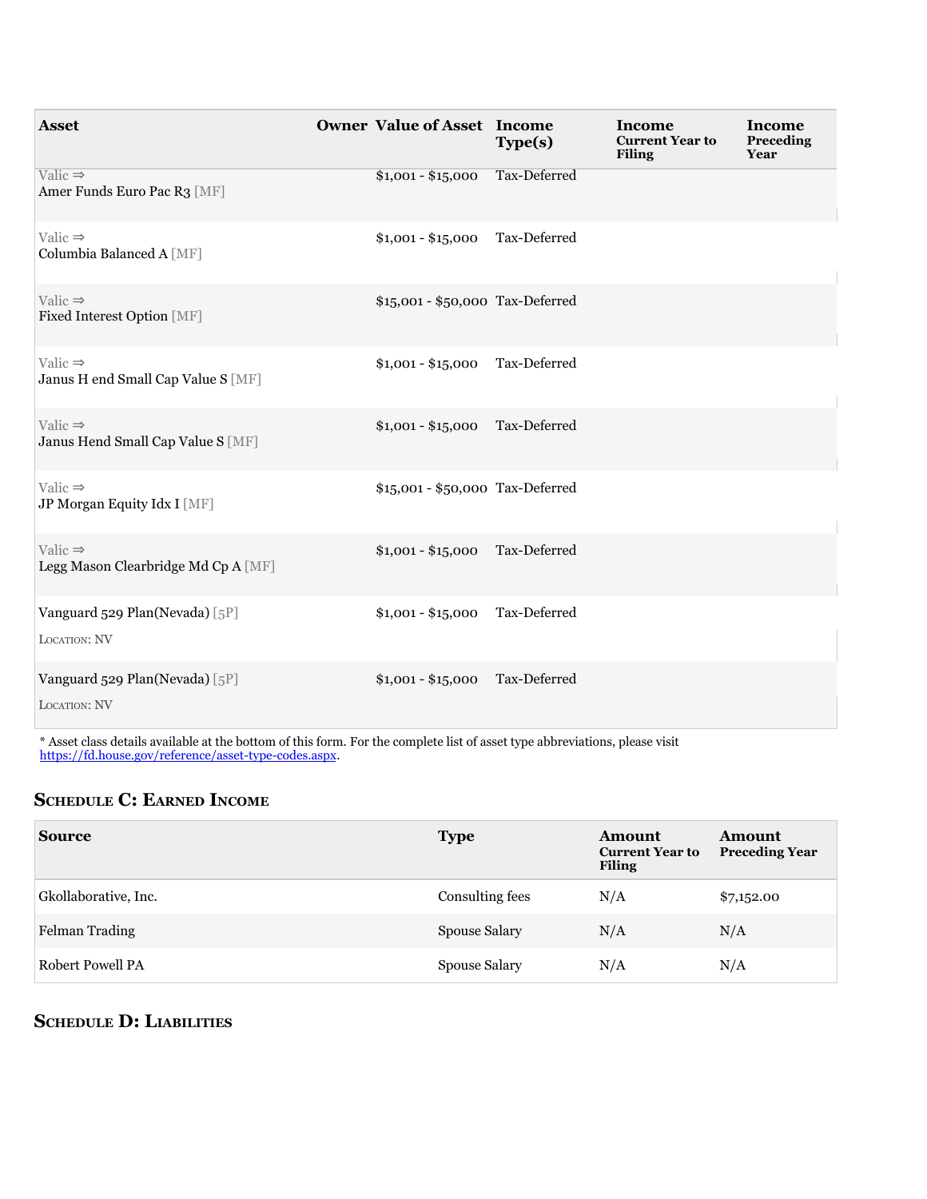| Asset | Owner | Value of Asset | Income Type(s) | Income Current Year to Filing | Income Preceding Year |
| --- | --- | --- | --- | --- | --- |
| Valic ⇒ Amer Funds Euro Pac R3 [MF] | | $1,001 - $15,000 | Tax-Deferred | | |
| Valic ⇒ Columbia Balanced A [MF] | | $1,001 - $15,000 | Tax-Deferred | | |
| Valic ⇒ Fixed Interest Option [MF] | | $15,001 - $50,000 | Tax-Deferred | | |
| Valic ⇒ Janus H end Small Cap Value S [MF] | | $1,001 - $15,000 | Tax-Deferred | | |
| Valic ⇒ Janus Hend Small Cap Value S [MF] | | $1,001 - $15,000 | Tax-Deferred | | |
| Valic ⇒ JP Morgan Equity Idx I [MF] | | $15,001 - $50,000 | Tax-Deferred | | |
| Valic ⇒ Legg Mason Clearbridge Md Cp A [MF] | | $1,001 - $15,000 | Tax-Deferred | | |
| Vanguard 529 Plan(Nevada) [5P] LOCATION: NV | | $1,001 - $15,000 | Tax-Deferred | | |
| Vanguard 529 Plan(Nevada) [5P] LOCATION: NV | | $1,001 - $15,000 | Tax-Deferred | | |

* Asset class details available at the bottom of this form. For the complete list of asset type abbreviations, please visit https://fd.house.gov/reference/asset-type-codes.aspx.

## Schedule C: Earned Income

| Source | Type | Amount Current Year to Filing | Amount Preceding Year |
| --- | --- | --- | --- |
| Gkollaborative, Inc. | Consulting fees | N/A | $7,152.00 |
| Felman Trading | Spouse Salary | N/A | N/A |
| Robert Powell PA | Spouse Salary | N/A | N/A |

## Schedule D: Liabilities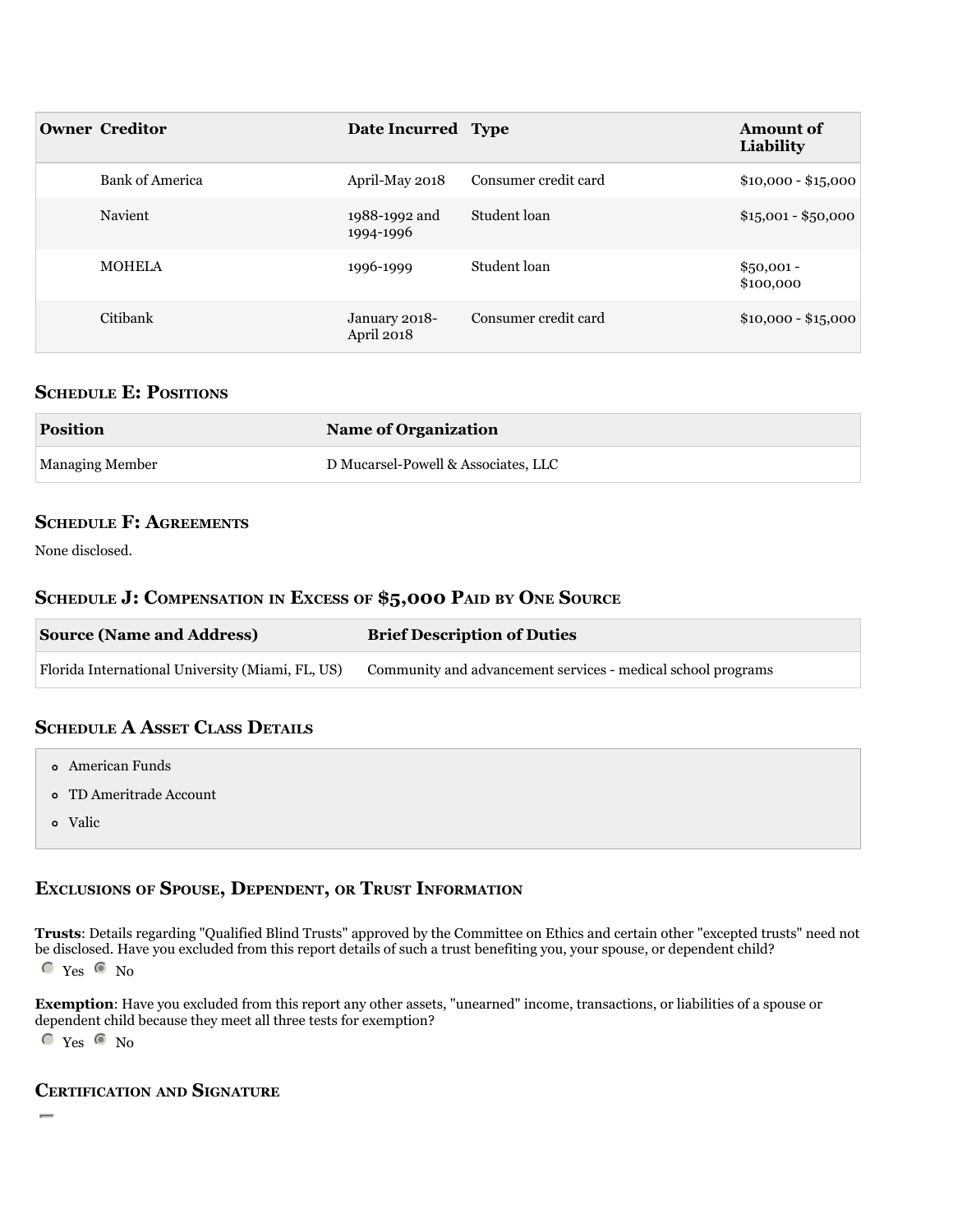| Owner | Creditor | Date Incurred | Type | Amount of Liability |
|---|---|---|---|---|
| | Bank of America | April-May 2018 | Consumer credit card | $10,000 - $15,000 |
| | Navient | 1988-1992 and 1994-1996 | Student loan | $15,001 - $50,000 |
| | MOHELA | 1996-1999 | Student loan | $50,001 - $100,000 |
| | Citibank | January 2018-April 2018 | Consumer credit card | $10,000 - $15,000 |

## Schedule E: Positions

| Position | Name of Organization |
|---|---|
| Managing Member | D Mucarsel-Powell & Associates, LLC |

## Schedule F: Agreements

None disclosed.

## Schedule J: Compensation in Excess of $5,000 Paid by One Source

| Source (Name and Address) | Brief Description of Duties |
|---|---|
| Florida International University (Miami, FL, US) | Community and advancement services - medical school programs |

## Schedule A Asset Class Details

- American Funds
- TD Ameritrade Account
- Valic

## Exclusions of Spouse, Dependent, or Trust Information

**Trusts**: Details regarding "Qualified Blind Trusts" approved by the Committee on Ethics and certain other "excepted trusts" need not be disclosed. Have you excluded from this report details of such a trust benefiting you, your spouse, or dependent child?

○ Yes ● No

**Exemption**: Have you excluded from this report any other assets, "unearned" income, transactions, or liabilities of a spouse or dependent child because they meet all three tests for exemption?

○ Yes ● No

## Certification and Signature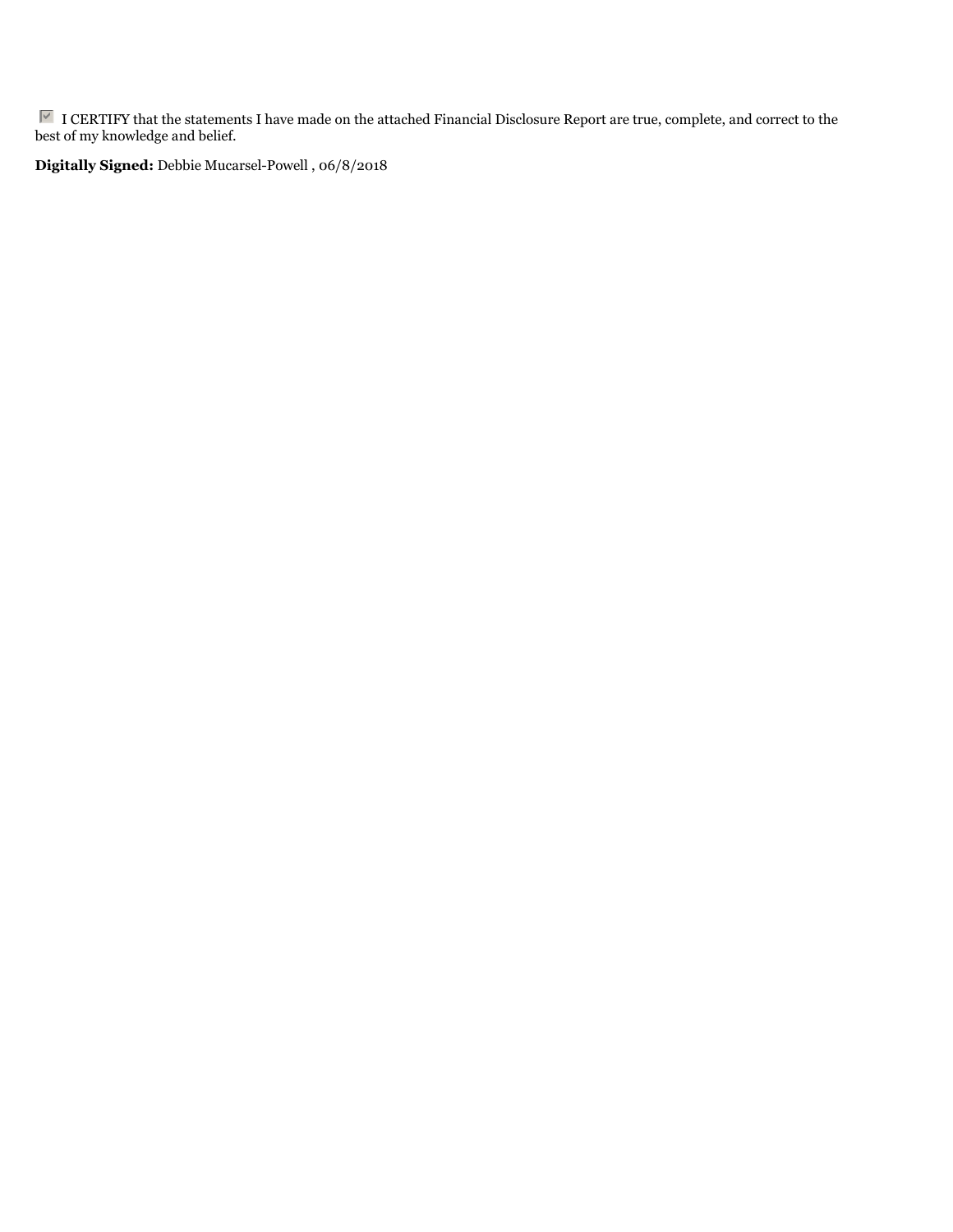☑ I CERTIFY that the statements I have made on the attached Financial Disclosure Report are true, complete, and correct to the best of my knowledge and belief.

**Digitally Signed:** Debbie Mucarsel-Powell , 06/8/2018